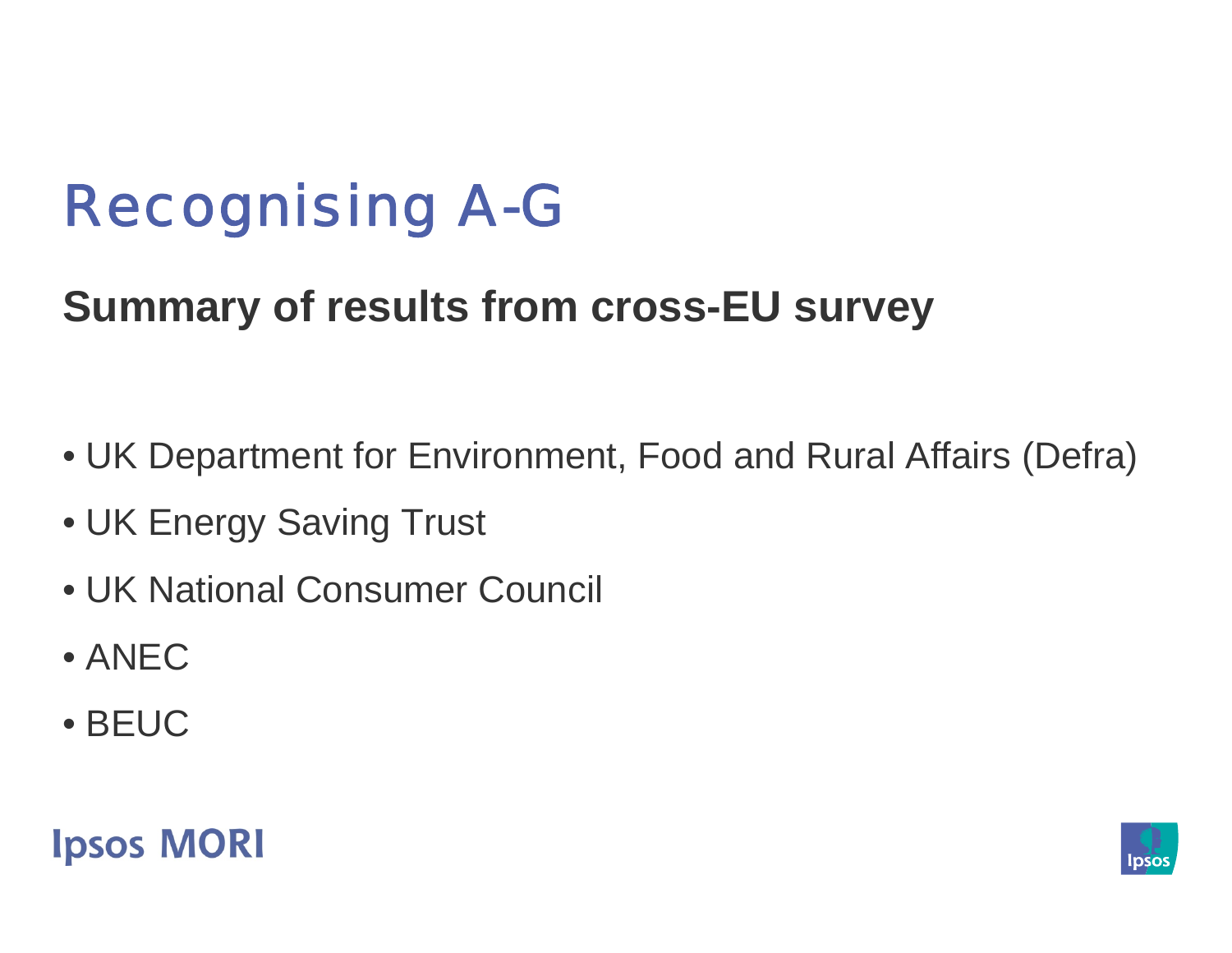# Recognising A-G

## Summary of results from cross-EU survey

- UK Department for Environment, Food and Rural Affairs (Defra)
- UK Energy Saving Trust
- UK National Consumer Council
- ANEC
- BEUC

Ipsos MORI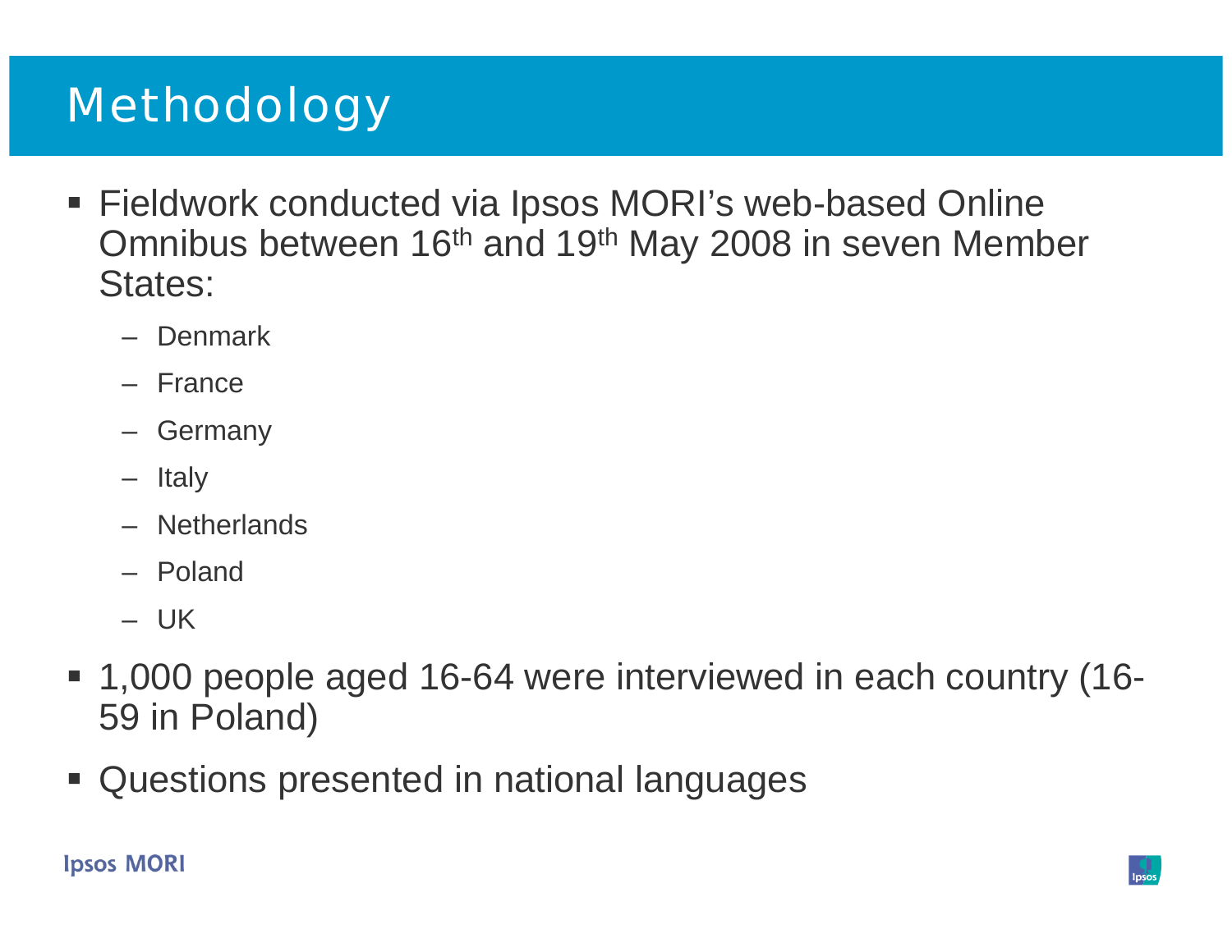# Methodology

- Fieldwork conducted via Ipsos MORI's web-based Online Omnibus between 16th and 19th May 2008 in seven Member States:
  - Denmark
  - France
  - Germany
  - Italy
  - Netherlands
  - Poland
  - UK
- 1,000 people aged 16-64 were interviewed in each country (16-59 in Poland)
- Questions presented in national languages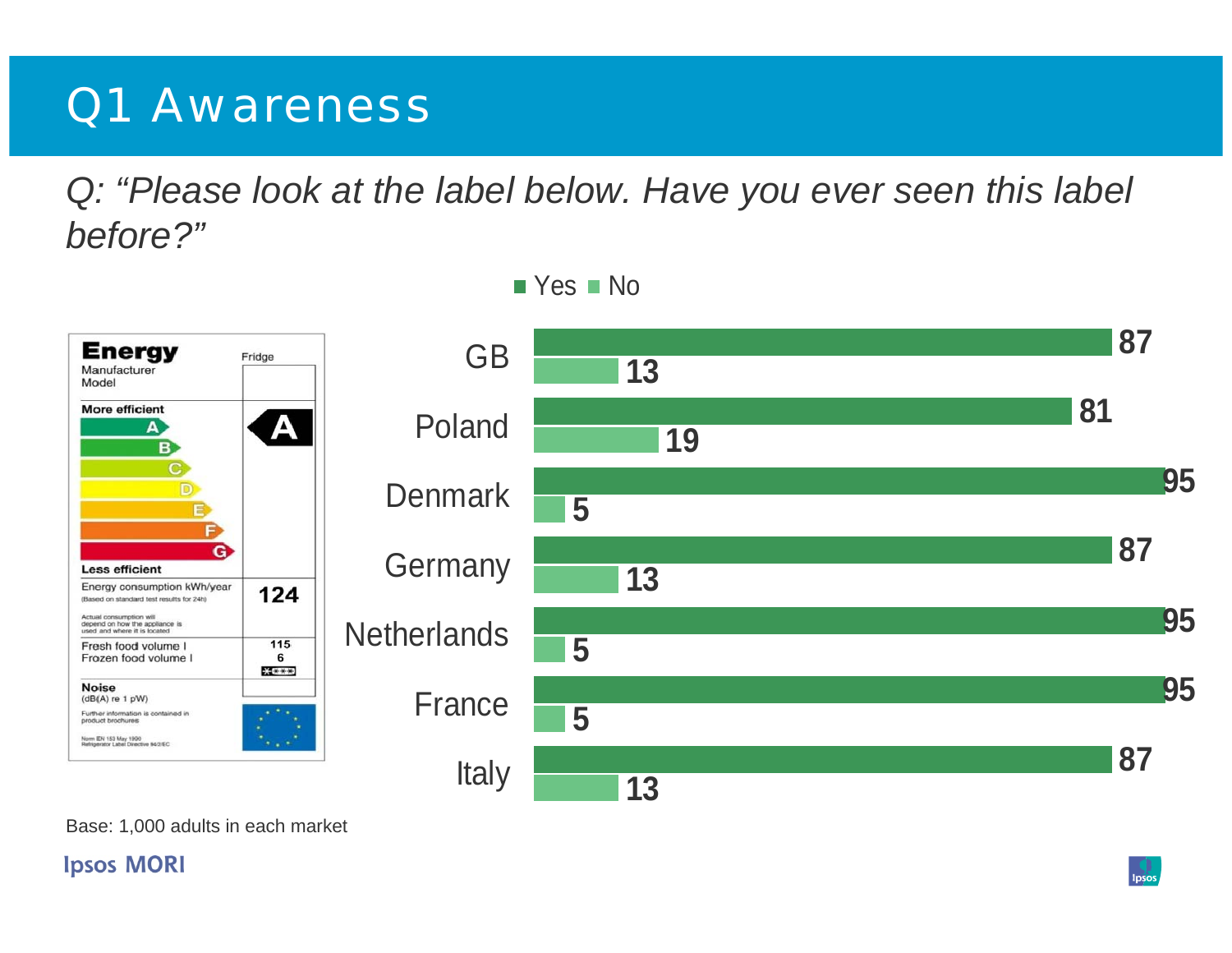# Q1 Awareness

*Q: "Please look at the label below. Have you ever seen this label before?"*

| Country | Yes | No |
|---|---|---|
| GB | 87 | 13 |
| Poland | 81 | 19 |
| Denmark | 95 | 5 |
| Germany | 87 | 13 |
| Netherlands | 95 | 5 |
| France | 95 | 5 |
| Italy | 87 | 13 |

Base: 1,000 adults in each market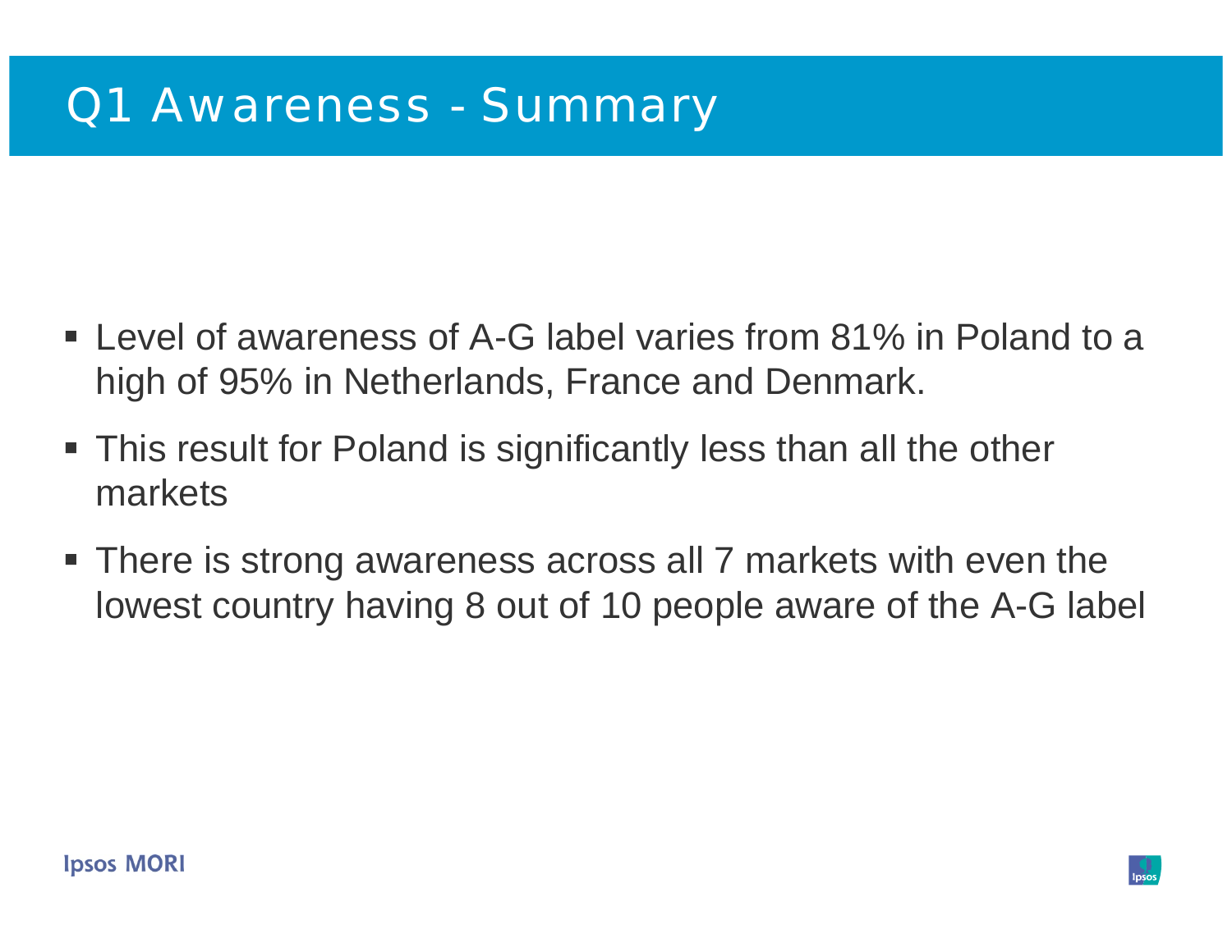# Q1 Awareness - Summary

- Level of awareness of A-G label varies from 81% in Poland to a high of 95% in Netherlands, France and Denmark.
- This result for Poland is significantly less than all the other markets
- There is strong awareness across all 7 markets with even the lowest country having 8 out of 10 people aware of the A-G label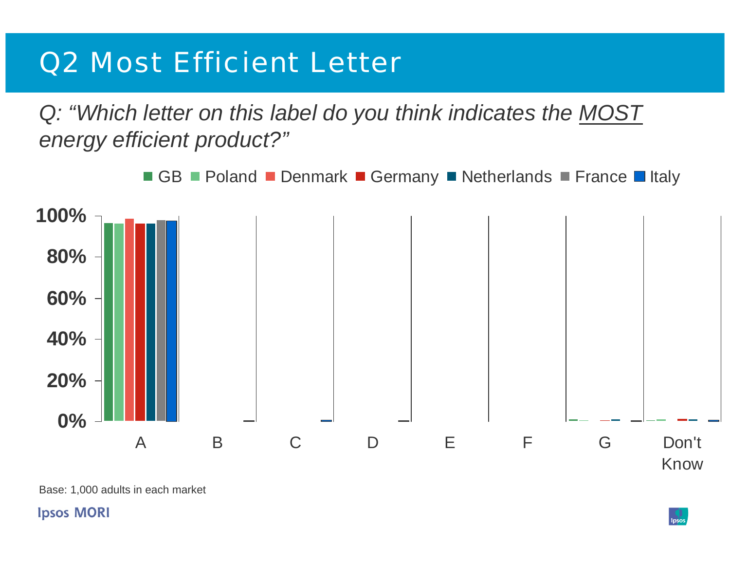# Q2 Most Efficient Letter

*Q: "Which letter on this label do you think indicates the MOST energy efficient product?"*

■ GB ■ Poland ■ Denmark ■ Germany ■ Netherlands ■ France ■ Italy

100%
80%
60%
40%
20%
0%

A B C D E F G Don't Know

Base: 1,000 adults in each market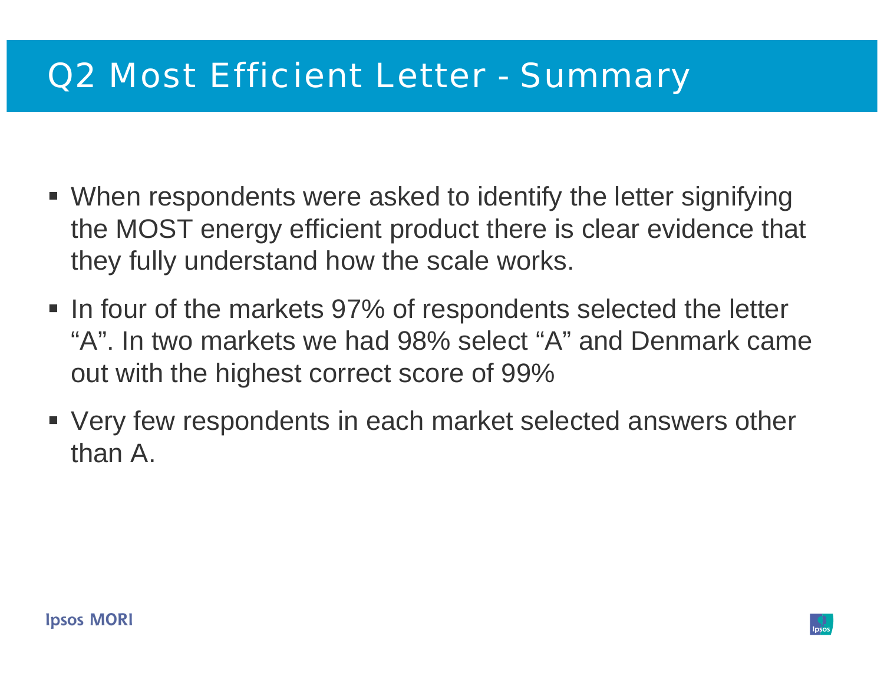# Q2 Most Efficient Letter - Summary

- When respondents were asked to identify the letter signifying the MOST energy efficient product there is clear evidence that they fully understand how the scale works.
- In four of the markets 97% of respondents selected the letter "A". In two markets we had 98% select "A" and Denmark came out with the highest correct score of 99%
- Very few respondents in each market selected answers other than A.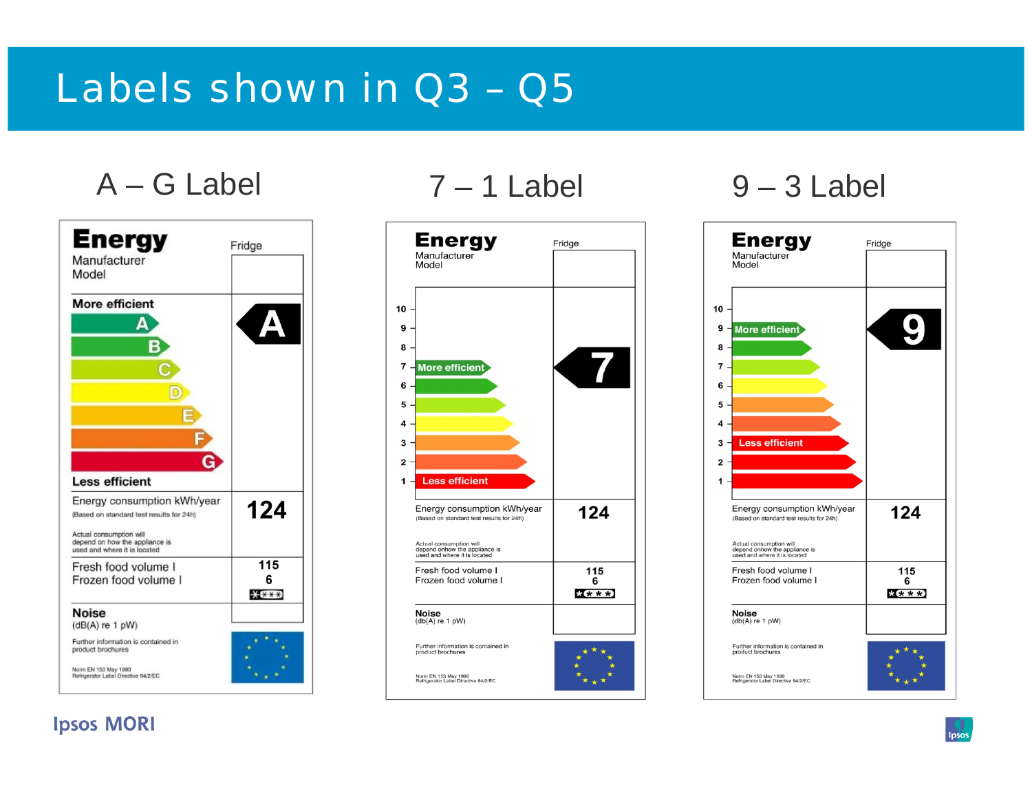# Labels shown in Q3 – Q5

## A – G Label

**Energy** Fridge

Manufacturer
Model

**More efficient**

A
B
C
D
E
F
G

**Less efficient**

**A**

Energy consumption kWh/year
(Based on standard test results for 24h)

Actual consumption will depend on how the appliance is used and where it is located

**124**

Fresh food volume l 115
Frozen food volume l 6

**Noise**
(dB(A) re 1 pW)

Further information is contained in product brochures

Norm EN 153 May 1990
Refrigerator Label Directive 94/2/EC

## 7 – 1 Label

**Energy** Fridge

Manufacturer
Model

10
9
8
7 More efficient
6
5
4
3
2
1 Less efficient

**7**

Energy consumption kWh/year
(Based on standard test results for 24h)

Actual consumption will depend onhow the appliance is used and where it is located

**124**

Fresh food volume l 115
Frozen food volume l 6

**Noise**
(db(A) re 1 pW)

Further information is contained in product brochures

Norm EN 153 May 1990
Refrigerator Label Directive 94/2/EC

## 9 – 3 Label

**Energy** Fridge

Manufacturer
Model

10
9 More efficient
8
7
6
5
4
3 Less efficient
2
1

**9**

Energy consumption kWh/year
(Based on standard test results for 24h)

Actual consumption will depend onhow the appliance is used and where it is located

**124**

Fresh food volume l 115
Frozen food volume l 6

**Noise**
(db(A) re 1 pW)

Further information is contained in product brochures

Norm EN 153 May 1990
Refrigerator Label Directive 94/2/EC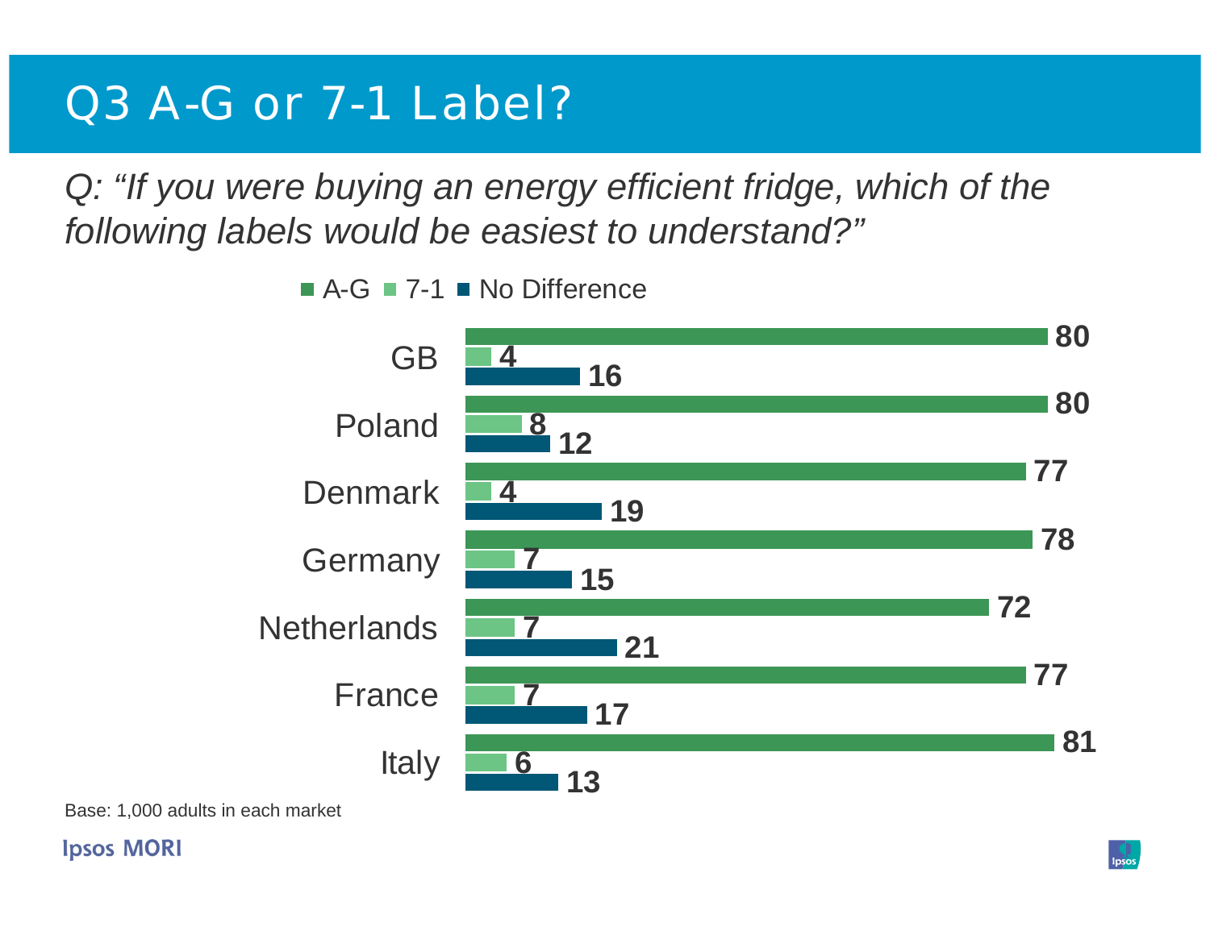# Q3 A-G or 7-1 Label?

*Q: "If you were buying an energy efficient fridge, which of the following labels would be easiest to understand?"*

| | A-G | 7-1 | No Difference |
|---|---|---|---|
| GB | 80 | 4 | 16 |
| Poland | 80 | 8 | 12 |
| Denmark | 77 | 4 | 19 |
| Germany | 78 | 7 | 15 |
| Netherlands | 72 | 7 | 21 |
| France | 77 | 7 | 17 |
| Italy | 81 | 6 | 13 |

Base: 1,000 adults in each market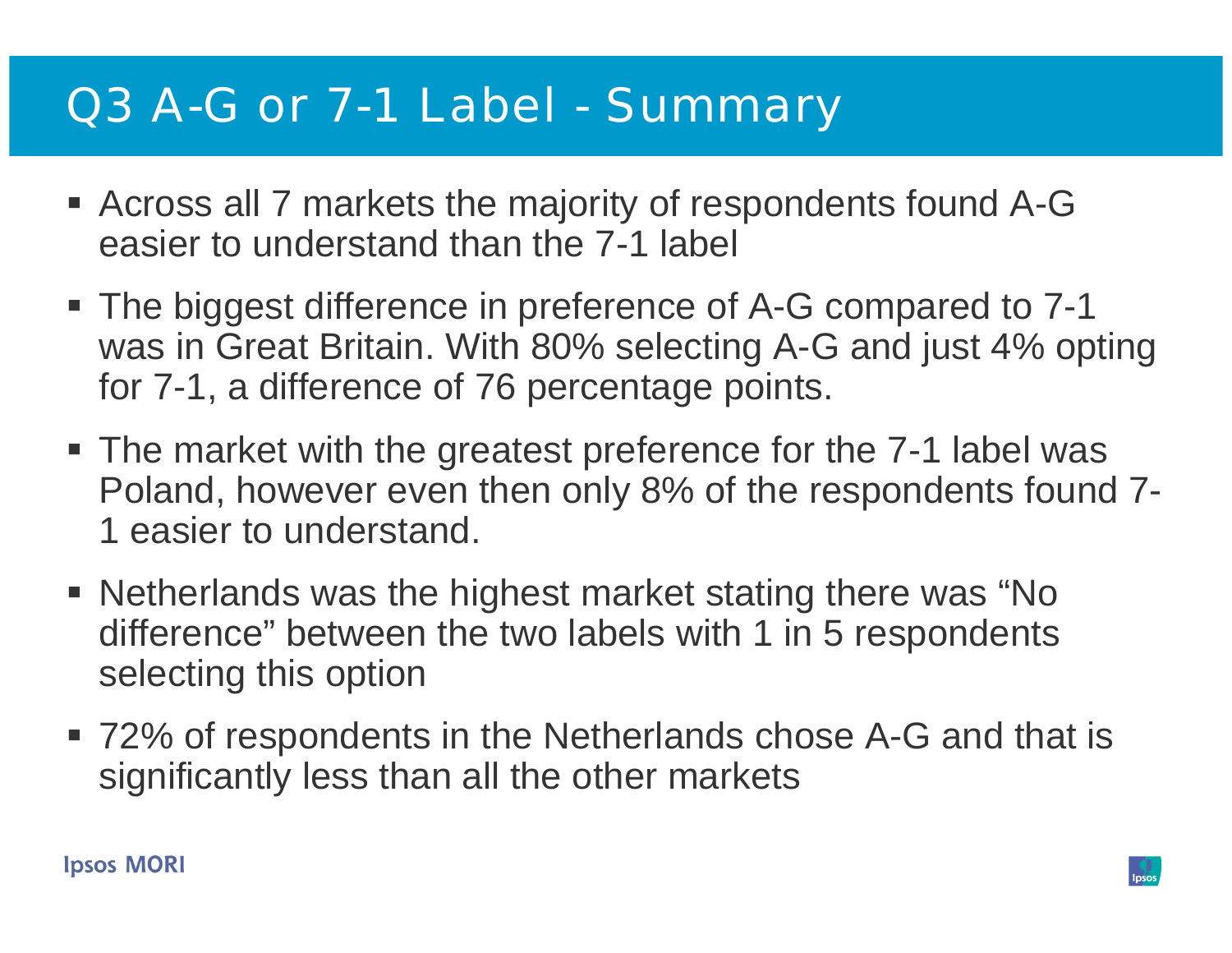# Q3 A-G or 7-1 Label - Summary

- Across all 7 markets the majority of respondents found A-G easier to understand than the 7-1 label
- The biggest difference in preference of A-G compared to 7-1 was in Great Britain. With 80% selecting A-G and just 4% opting for 7-1, a difference of 76 percentage points.
- The market with the greatest preference for the 7-1 label was Poland, however even then only 8% of the respondents found 7-1 easier to understand.
- Netherlands was the highest market stating there was "No difference" between the two labels with 1 in 5 respondents selecting this option
- 72% of respondents in the Netherlands chose A-G and that is significantly less than all the other markets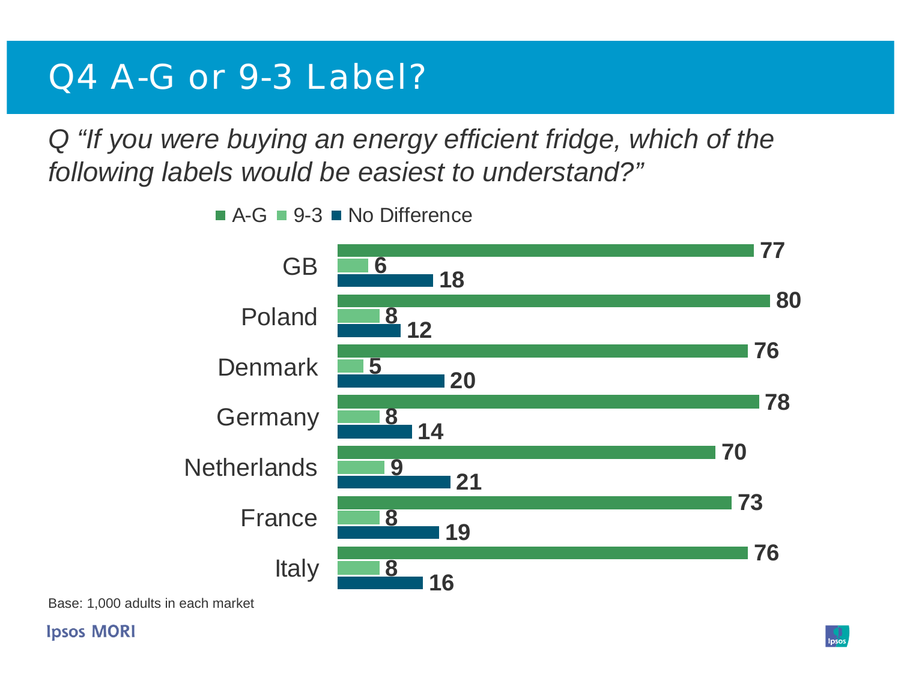# Q4 A-G or 9-3 Label?

*Q "If you were buying an energy efficient fridge, which of the following labels would be easiest to understand?"*

| | A-G | 9-3 | No Difference |
|---|---|---|---|
| GB | 77 | 6 | 18 |
| Poland | 80 | 8 | 12 |
| Denmark | 76 | 5 | 20 |
| Germany | 78 | 8 | 14 |
| Netherlands | 70 | 9 | 21 |
| France | 73 | 8 | 19 |
| Italy | 76 | 8 | 16 |

Base: 1,000 adults in each market

Ipsos MORI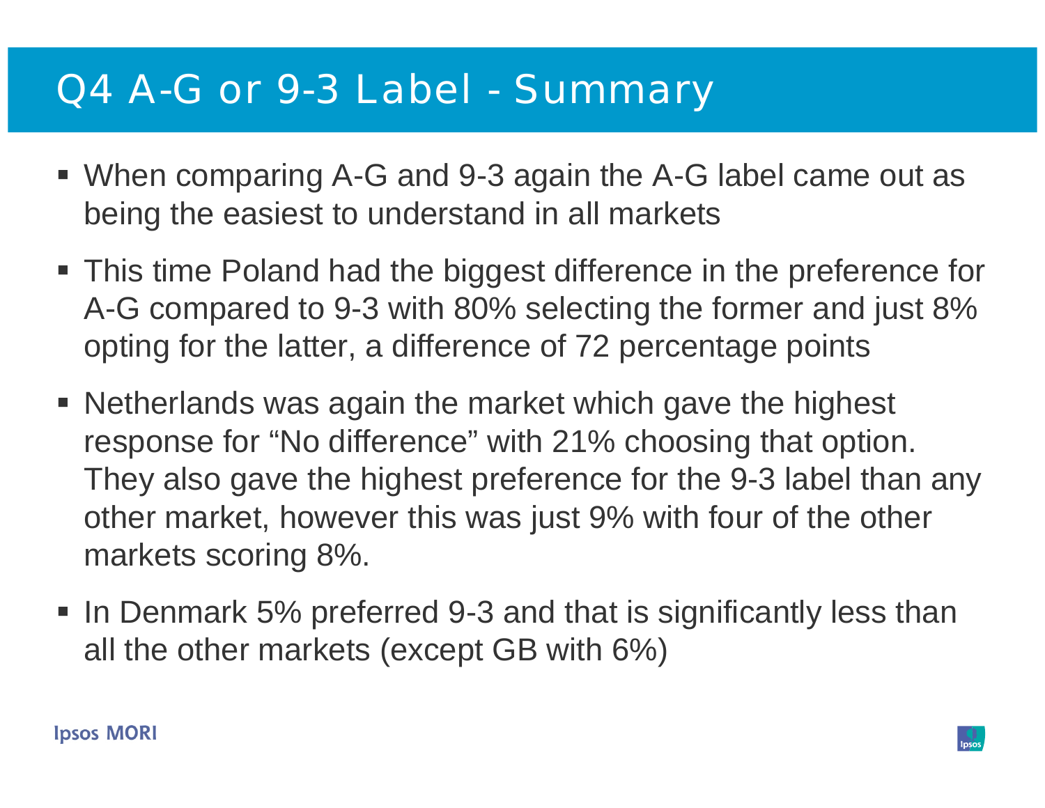# Q4 A-G or 9-3 Label - Summary

- When comparing A-G and 9-3 again the A-G label came out as being the easiest to understand in all markets
- This time Poland had the biggest difference in the preference for A-G compared to 9-3 with 80% selecting the former and just 8% opting for the latter, a difference of 72 percentage points
- Netherlands was again the market which gave the highest response for “No difference” with 21% choosing that option. They also gave the highest preference for the 9-3 label than any other market, however this was just 9% with four of the other markets scoring 8%.
- In Denmark 5% preferred 9-3 and that is significantly less than all the other markets (except GB with 6%)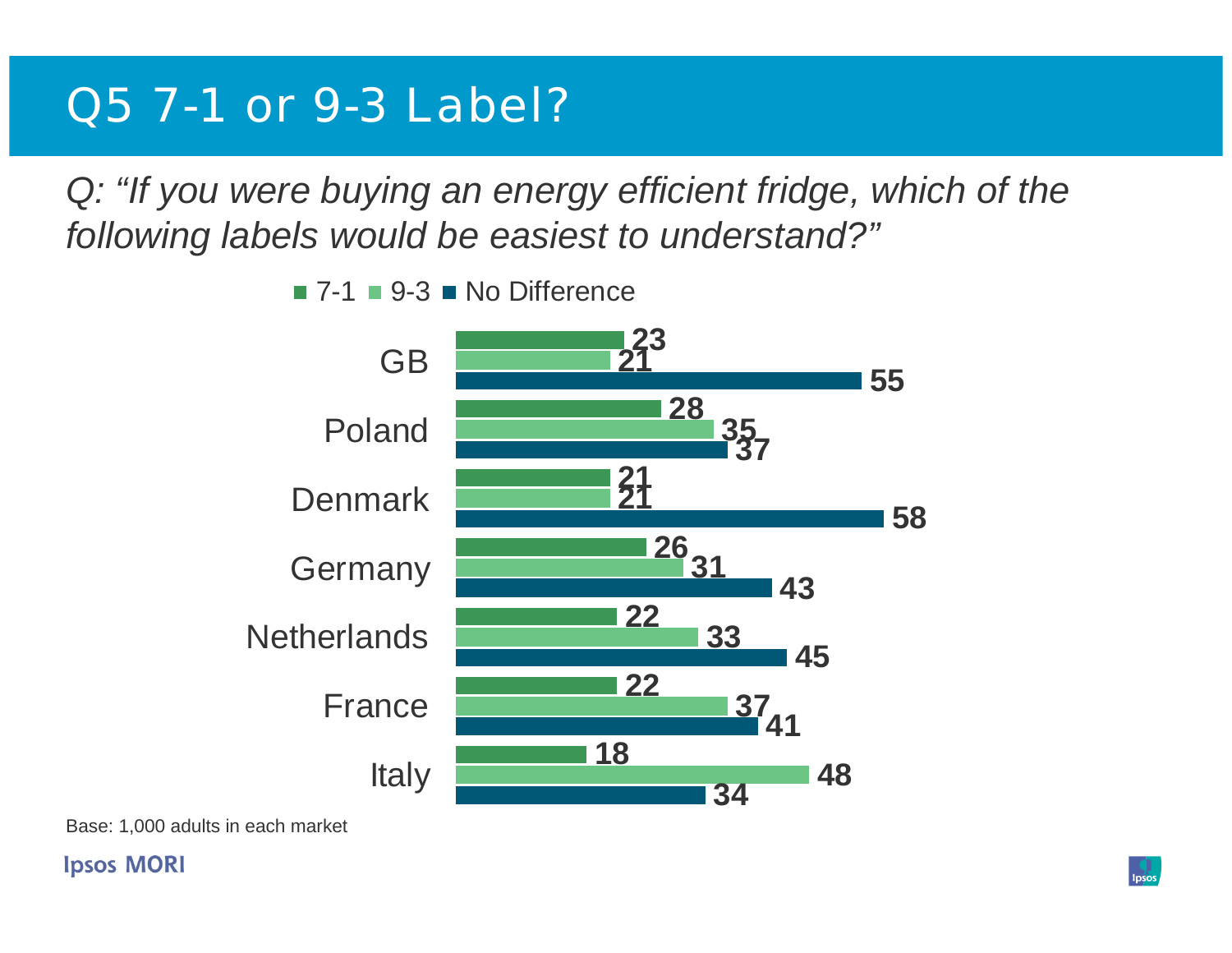# Q5 7-1 or 9-3 Label?

*Q: "If you were buying an energy efficient fridge, which of the following labels would be easiest to understand?"*

| | 7-1 | 9-3 | No Difference |
|---|---|---|---|
| GB | 23 | 21 | 55 |
| Poland | 28 | 35 | 37 |
| Denmark | 21 | 21 | 58 |
| Germany | 26 | 31 | 43 |
| Netherlands | 22 | 33 | 45 |
| France | 22 | 37 | 41 |
| Italy | 18 | 48 | 34 |

Base: 1,000 adults in each market

Ipsos MORI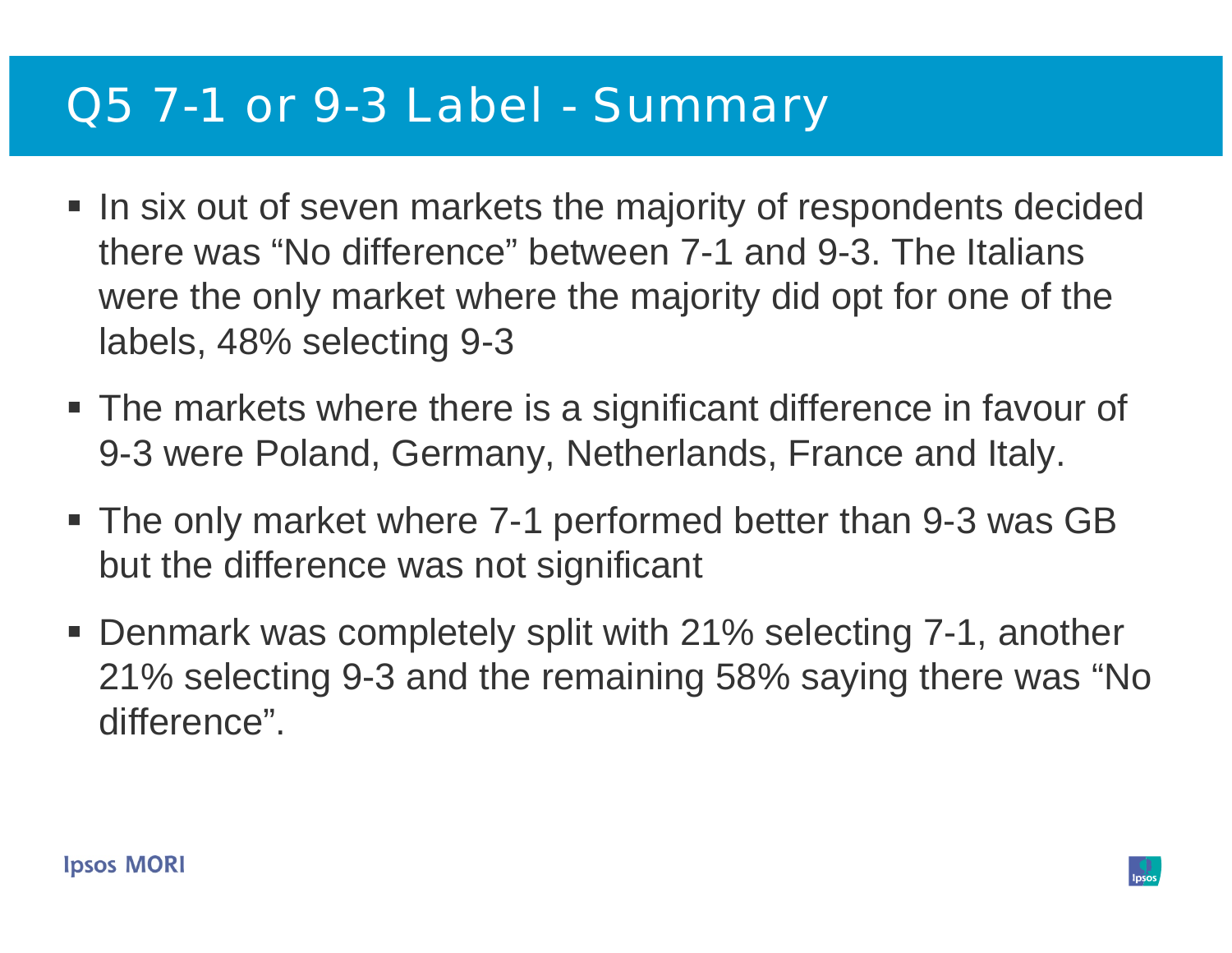# Q5 7-1 or 9-3 Label - Summary

- In six out of seven markets the majority of respondents decided there was “No difference” between 7-1 and 9-3. The Italians were the only market where the majority did opt for one of the labels, 48% selecting 9-3
- The markets where there is a significant difference in favour of 9-3 were Poland, Germany, Netherlands, France and Italy.
- The only market where 7-1 performed better than 9-3 was GB but the difference was not significant
- Denmark was completely split with 21% selecting 7-1, another 21% selecting 9-3 and the remaining 58% saying there was “No difference”.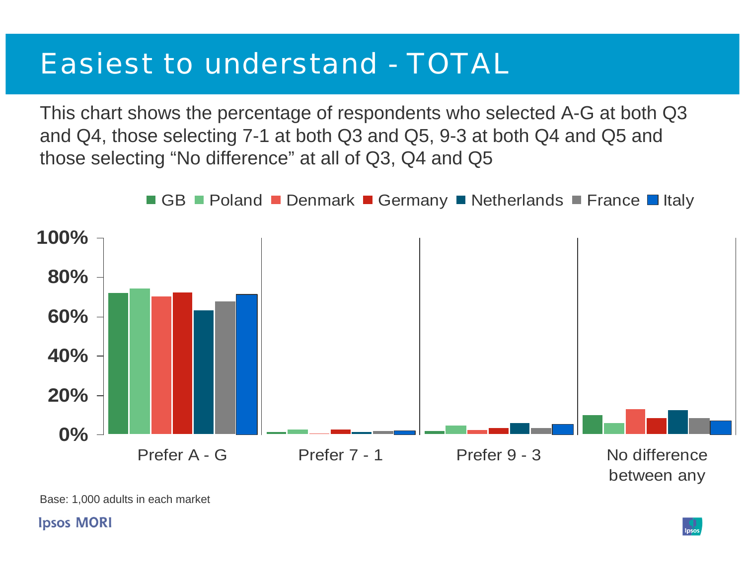# Easiest to understand - TOTAL

This chart shows the percentage of respondents who selected A-G at both Q3 and Q4, those selecting 7-1 at both Q3 and Q5, 9-3 at both Q4 and Q5 and those selecting "No difference" at all of Q3, Q4 and Q5

GB · Poland · Denmark · Germany · Netherlands · France · Italy

100% · 80% · 60% · 40% · 20% · 0%

Prefer A - G · Prefer 7 - 1 · Prefer 9 - 3 · No difference between any

Base: 1,000 adults in each market

Ipsos MORI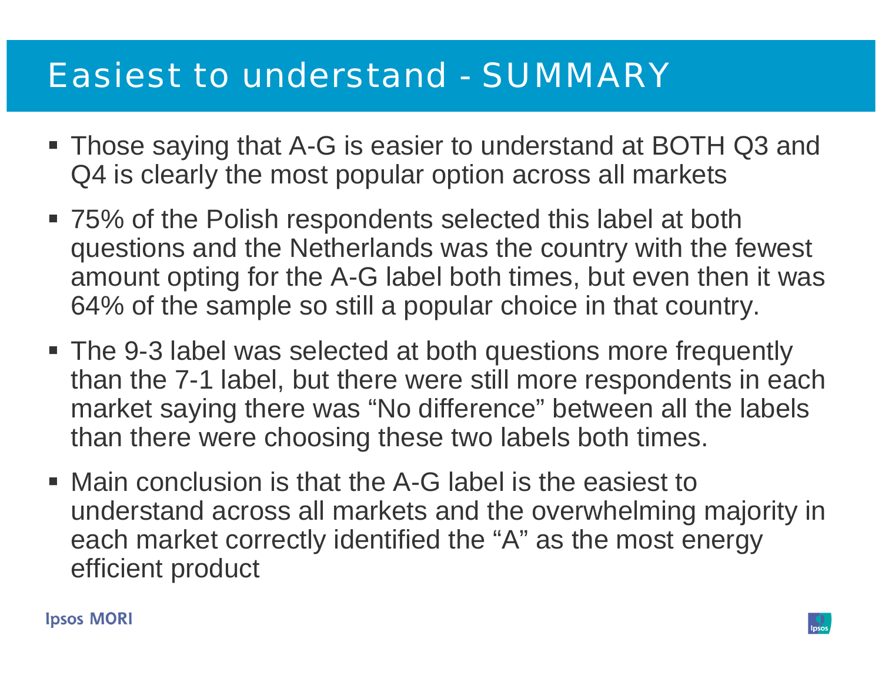# Easiest to understand - SUMMARY

- Those saying that A-G is easier to understand at BOTH Q3 and Q4 is clearly the most popular option across all markets
- 75% of the Polish respondents selected this label at both questions and the Netherlands was the country with the fewest amount opting for the A-G label both times, but even then it was 64% of the sample so still a popular choice in that country.
- The 9-3 label was selected at both questions more frequently than the 7-1 label, but there were still more respondents in each market saying there was "No difference" between all the labels than there were choosing these two labels both times.
- Main conclusion is that the A-G label is the easiest to understand across all markets and the overwhelming majority in each market correctly identified the "A" as the most energy efficient product